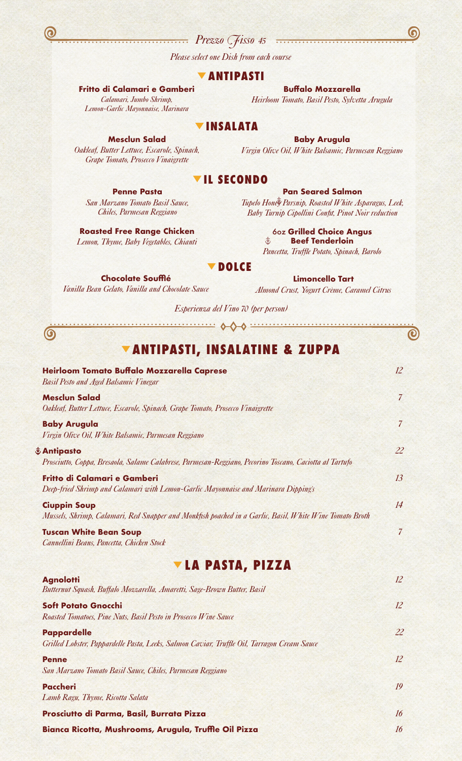## *Prezzo Fisso 45*

*Please select one Dish from each course*

### ANTIPASTI

**Fritto di Calamari e Gamberi**
*Calamari, Jumbo Shrimp, Lemon-Garlic Mayonnaise, Marinara*

**Buffalo Mozzarella**
*Heirloom Tomato, Basil Pesto, Sylvetta Arugula*

### INSALATA

**Mesclun Salad**
*Oakleaf, Butter Lettuce, Escarole, Spinach, Grape Tomato, Prosecco Vinaigrette*

**Baby Arugula**
*Virgin Olive Oil, White Balsamic, Parmesan Reggiano*

### IL SECONDO

**Penne Pasta**
*San Marzano Tomato Basil Sauce, Chiles, Parmesan Reggiano*

**Roasted Free Range Chicken**
*Lemon, Thyme, Baby Vegetables, Chianti*

**Pan Seared Salmon**
*Tupelo Honey Parsnip, Roasted White Asparagus, Leek, Baby Turnip Cipollini Confit, Pinot Noir reduction*

6oz **Grilled Choice Angus Beef Tenderloin**
*Pancetta, Truffle Potato, Spinach, Barolo*

### DOLCE

**Chocolate Soufflé**
*Vanilla Bean Gelato, Vanilla and Chocolate Sauce*

**Limoncello Tart**
*Almond Crust, Yogurt Crème, Caramel Citrus*

*Esperienza del Vino 70 (per person)*

## ANTIPASTI, INSALATINE & ZUPPA

**Heirloom Tomato Buffalo Mozzarella Caprese** — *12*
*Basil Pesto and Aged Balsamic Vinegar*

**Mesclun Salad** — *7*
*Oakleaf, Butter Lettuce, Escarole, Spinach, Grape Tomato, Prosecco Vinaigrette*

**Baby Arugula** — *7*
*Virgin Olive Oil, White Balsamic, Parmesan Reggiano*

**Antipasto** — *22*
*Prosciutto, Coppa, Bresaola, Salame Calabrese, Parmesan-Reggiano, Pecorino Toscano, Caciotta al Tartufo*

**Fritto di Calamari e Gamberi** — *13*
*Deep-fried Shrimp and Calamari with Lemon-Garlic Mayonnaise and Marinara Dippings*

**Ciuppin Soup** — *14*
*Mussels, Shrimp, Calamari, Red Snapper and Monkfish poached in a Garlic, Basil, White Wine Tomato Broth*

**Tuscan White Bean Soup** — *7*
*Cannellini Beans, Pancetta, Chicken Stock*

## LA PASTA, PIZZA

**Agnolotti** — *12*
*Butternut Squash, Buffalo Mozzarella, Amaretti, Sage-Brown Butter, Basil*

**Soft Potato Gnocchi** — *12*
*Roasted Tomatoes, Pine Nuts, Basil Pesto in Prosecco Wine Sauce*

**Pappardelle** — *22*
*Grilled Lobster, Pappardelle Pasta, Leeks, Salmon Caviar, Truffle Oil, Tarragon Cream Sauce*

**Penne** — *12*
*San Marzano Tomato Basil Sauce, Chiles, Parmesan Reggiano*

**Paccheri** — *19*
*Lamb Ragu, Thyme, Ricotta Salata*

**Prosciutto di Parma, Basil, Burrata Pizza** — *16*

**Bianca Ricotta, Mushrooms, Arugula, Truffle Oil Pizza** — *16*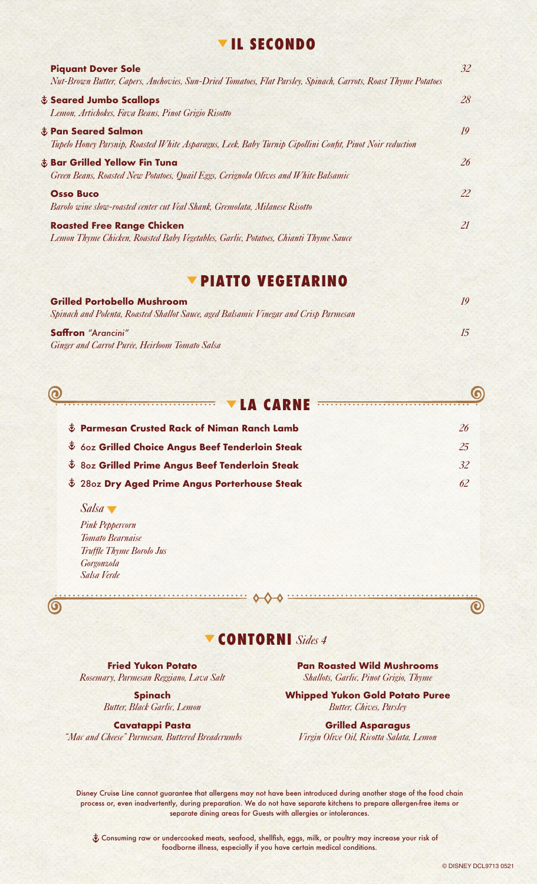## IL SECONDO

**Piquant Dover Sole** 32
*Nut-Brown Butter, Capers, Anchovies, Sun-Dried Tomatoes, Flat Parsley, Spinach, Carrots, Roast Thyme Potatoes*

**Seared Jumbo Scallops** 28
*Lemon, Artichokes, Fava Beans, Pinot Grigio Risotto*

**Pan Seared Salmon** 19
*Tupelo Honey Parsnip, Roasted White Asparagus, Leek, Baby Turnip Cipollini Confit, Pinot Noir reduction*

**Bar Grilled Yellow Fin Tuna** 26
*Green Beans, Roasted New Potatoes, Quail Eggs, Cerignola Olives and White Balsamic*

**Osso Buco** 22
*Barolo wine slow-roasted center cut Veal Shank, Gremolata, Milanese Risotto*

**Roasted Free Range Chicken** 21
*Lemon Thyme Chicken, Roasted Baby Vegetables, Garlic, Potatoes, Chianti Thyme Sauce*

## PIATTO VEGETARINO

**Grilled Portobello Mushroom** 19
*Spinach and Polenta, Roasted Shallot Sauce, aged Balsamic Vinegar and Crisp Parmesan*

**Saffron** "Arancini" 15
*Ginger and Carrot Purée, Heirloom Tomato Salsa*

## LA CARNE

**Parmesan Crusted Rack of Niman Ranch Lamb** 26

6oz **Grilled Choice Angus Beef Tenderloin Steak** 25

8oz **Grilled Prime Angus Beef Tenderloin Steak** 32

28oz **Dry Aged Prime Angus Porterhouse Steak** 62

*Salsa*

*Pink Peppercorn*
*Tomato Bearnaise*
*Truffle Thyme Borolo Jus*
*Gorgonzola*
*Salsa Verde*

## CONTORNI *Sides 4*

**Fried Yukon Potato**
*Rosemary, Parmesan Reggiano, Lava Salt*

**Spinach**
*Butter, Black Garlic, Lemon*

**Cavatappi Pasta**
*"Mac and Cheese" Parmesan, Buttered Breadcrumbs*

**Pan Roasted Wild Mushrooms**
*Shallots, Garlic, Pinot Grigio, Thyme*

**Whipped Yukon Gold Potato Puree**
*Butter, Chives, Parsley*

**Grilled Asparagus**
*Virgin Olive Oil, Ricotta Salata, Lemon*

Disney Cruise Line cannot guarantee that allergens may not have been introduced during another stage of the food chain process or, even inadvertently, during preparation. We do not have separate kitchens to prepare allergen-free items or separate dining areas for Guests with allergies or intolerances.

Consuming raw or undercooked meats, seafood, shellfish, eggs, milk, or poultry may increase your risk of foodborne illness, especially if you have certain medical conditions.

© DISNEY DCL9713 0521